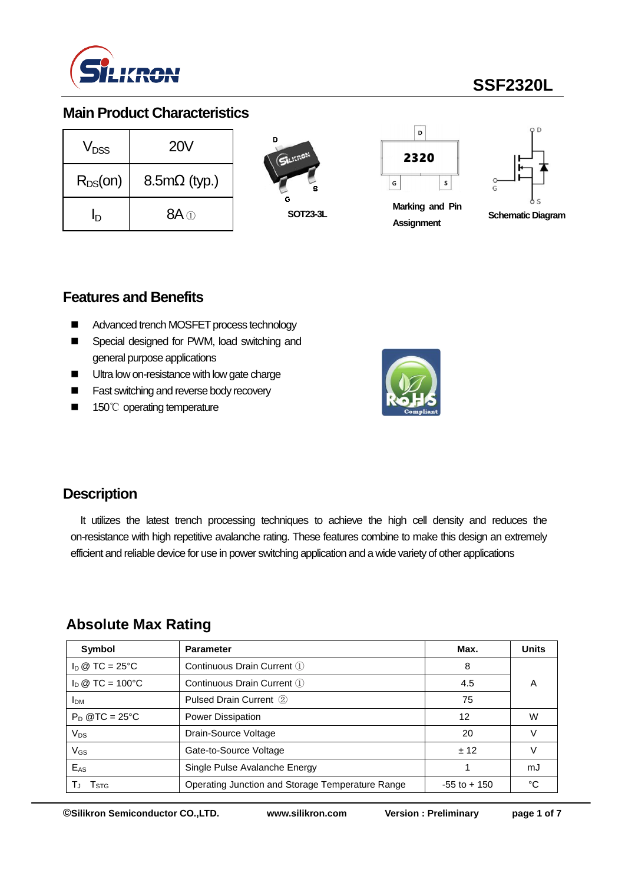# SSF2320L

## Main Product Characteristics

| | |
|---|---|
| $V_{DSS}$ | 20V |
| $R_{DS}(on)$ | 8.5mΩ (typ.) |
| $I_D$ | 8A ① |

SOT23-3L

Marking and Pin Assignment

Schematic Diagram

## Features and Benefits

- Advanced trench MOSFET process technology
- Special designed for PWM, load switching and general purpose applications
- Ultra low on-resistance with low gate charge
- Fast switching and reverse body recovery
- 150℃ operating temperature

## Description

It utilizes the latest trench processing techniques to achieve the high cell density and reduces the on-resistance with high repetitive avalanche rating. These features combine to make this design an extremely efficient and reliable device for use in power switching application and a wide variety of other applications

## Absolute Max Rating

| Symbol | Parameter | Max. | Units |
|---|---|---|---|
| $I_D$ @ TC = 25°C | Continuous Drain Current ① | 8 | A |
| $I_D$ @ TC = 100°C | Continuous Drain Current ① | 4.5 | |
| $I_{DM}$ | Pulsed Drain Current ② | 75 | |
| $P_D$ @TC = 25°C | Power Dissipation | 12 | W |
| $V_{DS}$ | Drain-Source Voltage | 20 | V |
| $V_{GS}$ | Gate-to-Source Voltage | ± 12 | V |
| $E_{AS}$ | Single Pulse Avalanche Energy | 1 | mJ |
| $T_J$ $T_{STG}$ | Operating Junction and Storage Temperature Range | -55 to + 150 | °C |

©Silikron Semiconductor CO.,LTD. www.silikron.com Version : Preliminary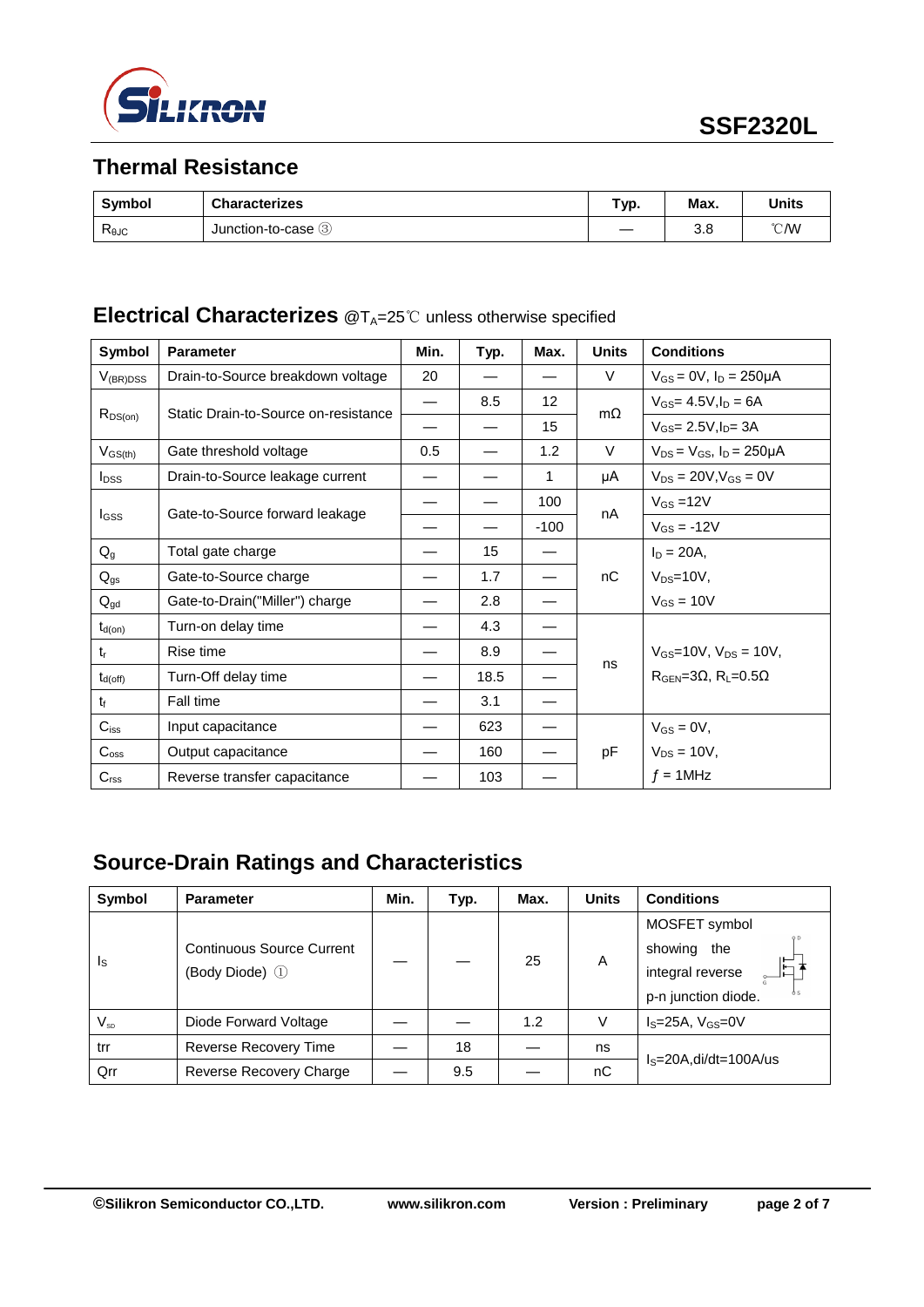## Thermal Resistance

| Symbol | Characterizes | Typ. | Max. | Units |
|---|---|---|---|---|
| $R_{θJC}$ | Junction-to-case ③ | — | 3.8 | ℃/W |

## Electrical Characterizes @$T_A$=25℃ unless otherwise specified

| Symbol | Parameter | Min. | Typ. | Max. | Units | Conditions |
|---|---|---|---|---|---|---|
| $V_{(BR)DSS}$ | Drain-to-Source breakdown voltage | 20 | — | — | V | $V_{GS}$ = 0V, $I_D$ = 250μA |
| $R_{DS(on)}$ | Static Drain-to-Source on-resistance | — | 8.5 | 12 | mΩ | $V_{GS}$= 4.5V,$I_D$ = 6A |
| | | — | — | 15 | | $V_{GS}$= 2.5V,$I_D$= 3A |
| $V_{GS(th)}$ | Gate threshold voltage | 0.5 | — | 1.2 | V | $V_{DS}$ = $V_{GS}$, $I_D$ = 250μA |
| $I_{DSS}$ | Drain-to-Source leakage current | — | — | 1 | μA | $V_{DS}$ = 20V,$V_{GS}$ = 0V |
| $I_{GSS}$ | Gate-to-Source forward leakage | — | — | 100 | nA | $V_{GS}$ =12V |
| | | — | — | -100 | | $V_{GS}$ = -12V |
| $Q_g$ | Total gate charge | — | 15 | — | nC | $I_D$ = 20A, |
| $Q_{gs}$ | Gate-to-Source charge | — | 1.7 | — | | $V_{DS}$=10V, |
| $Q_{gd}$ | Gate-to-Drain("Miller") charge | — | 2.8 | — | | $V_{GS}$ = 10V |
| $t_{d(on)}$ | Turn-on delay time | — | 4.3 | — | ns | $V_{GS}$=10V, $V_{DS}$ = 10V, |
| $t_r$ | Rise time | — | 8.9 | — | | $R_{GEN}$=3Ω, $R_L$=0.5Ω |
| $t_{d(off)}$ | Turn-Off delay time | — | 18.5 | — | | |
| $t_f$ | Fall time | — | 3.1 | — | | |
| $C_{iss}$ | Input capacitance | — | 623 | — | pF | $V_{GS}$ = 0V, |
| $C_{oss}$ | Output capacitance | — | 160 | — | | $V_{DS}$ = 10V, |
| $C_{rss}$ | Reverse transfer capacitance | — | 103 | — | | $f$ = 1MHz |

## Source-Drain Ratings and Characteristics

| Symbol | Parameter | Min. | Typ. | Max. | Units | Conditions |
|---|---|---|---|---|---|---|
| $I_S$ | Continuous Source Current (Body Diode) ① | — | — | 25 | A | MOSFET symbol showing the integral reverse p-n junction diode. |
| $V_{SD}$ | Diode Forward Voltage | — | — | 1.2 | V | $I_S$=25A, $V_{GS}$=0V |
| trr | Reverse Recovery Time | — | 18 | — | ns | $I_S$=20A,di/dt=100A/us |
| Qrr | Reverse Recovery Charge | — | 9.5 | — | nC | |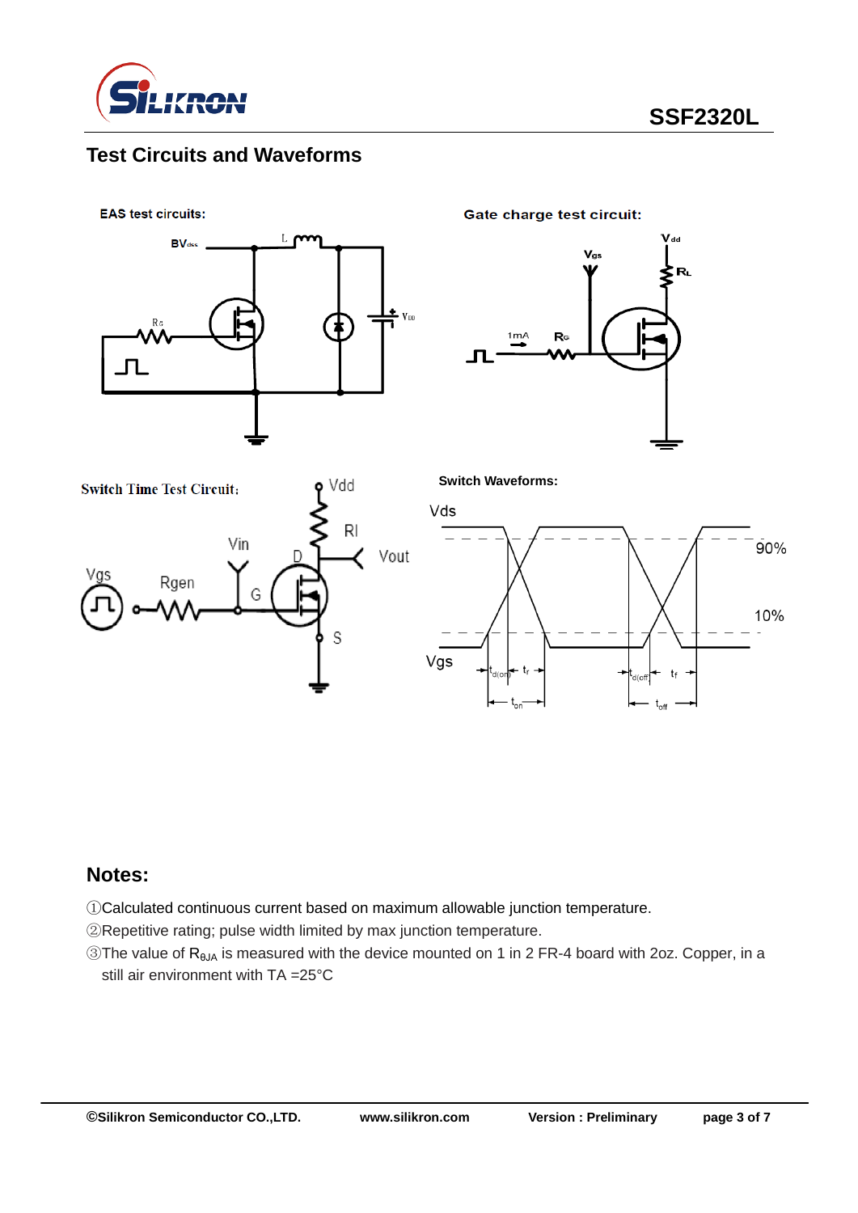## Test Circuits and Waveforms

EAS test circuits:

Gate charge test circuit:

Switch Time Test Circuit:

Switch Waveforms:

## Notes:

①Calculated continuous current based on maximum allowable junction temperature.

②Repetitive rating; pulse width limited by max junction temperature.

③The value of $R_{\theta JA}$ is measured with the device mounted on 1 in 2 FR-4 board with 2oz. Copper, in a still air environment with TA =25°C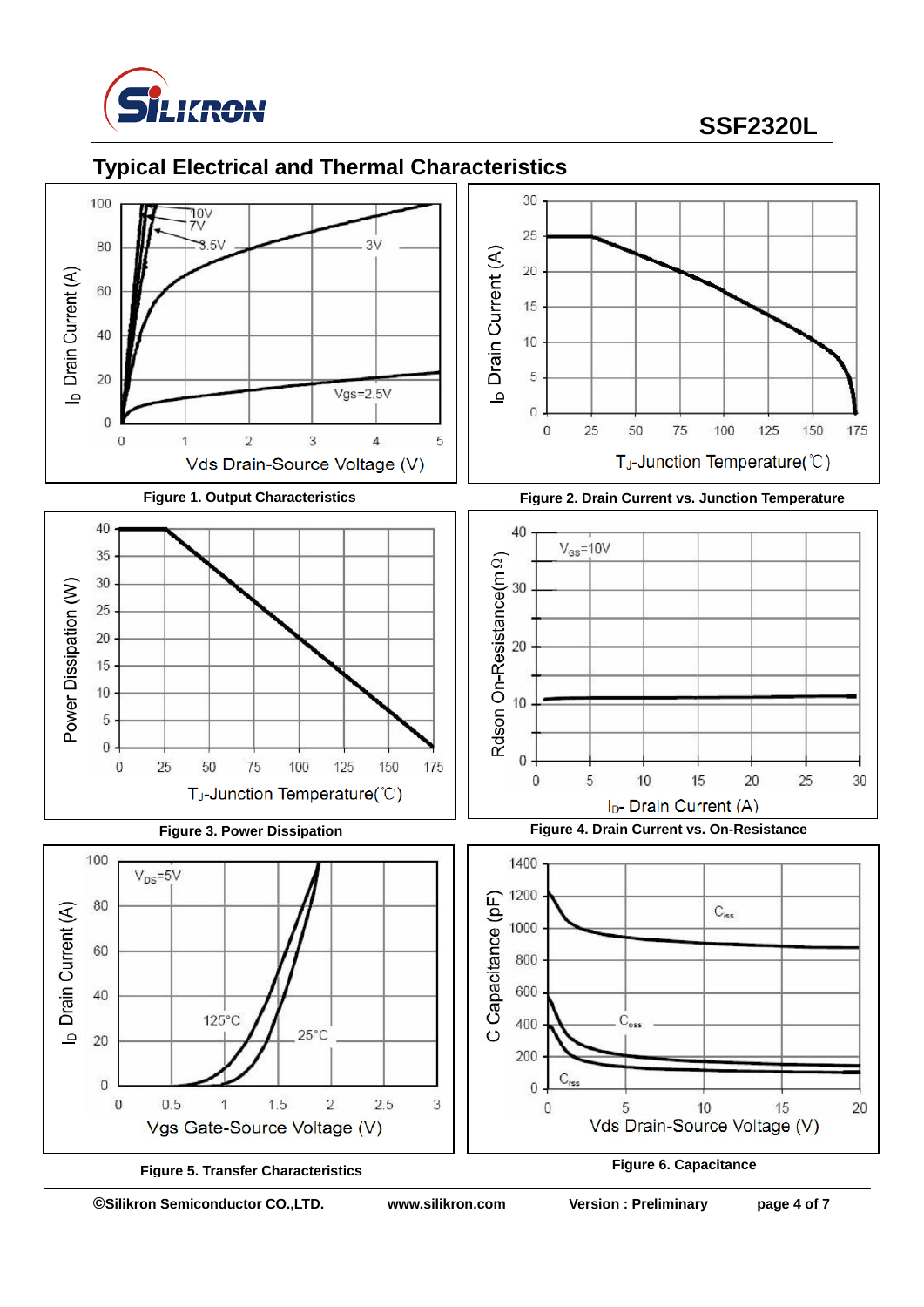## Typical Electrical and Thermal Characteristics

**Figure 1. Output Characteristics**

**Figure 2. Drain Current vs. Junction Temperature**

**Figure 3. Power Dissipation**

**Figure 4. Drain Current vs. On-Resistance**

**Figure 5. Transfer Characteristics**

**Figure 6. Capacitance**

©Silikron Semiconductor CO.,LTD. www.silikron.com Version : Preliminary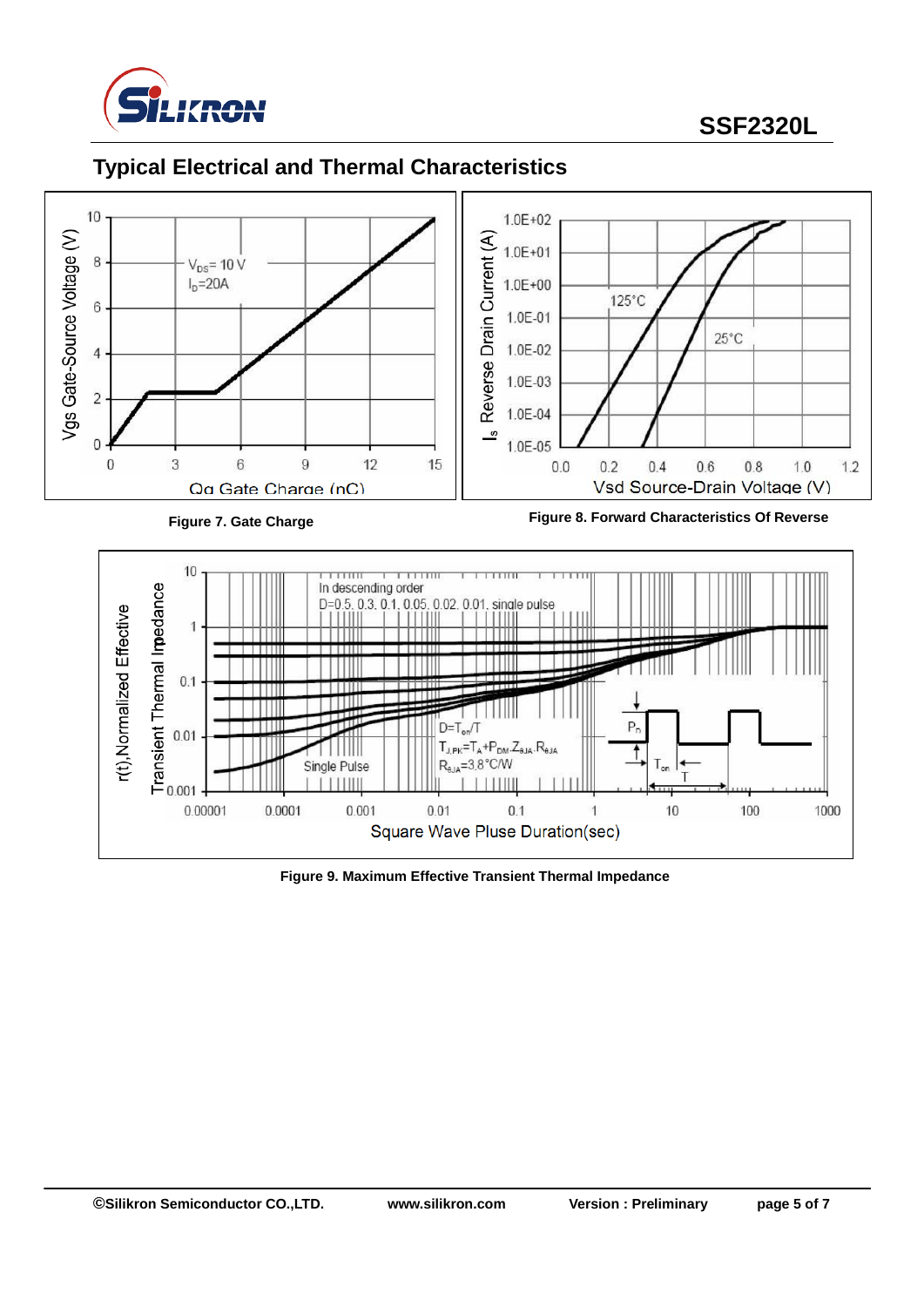## Typical Electrical and Thermal Characteristics

Figure 7. Gate Charge

Figure 8. Forward Characteristics Of Reverse

Figure 9. Maximum Effective Transient Thermal Impedance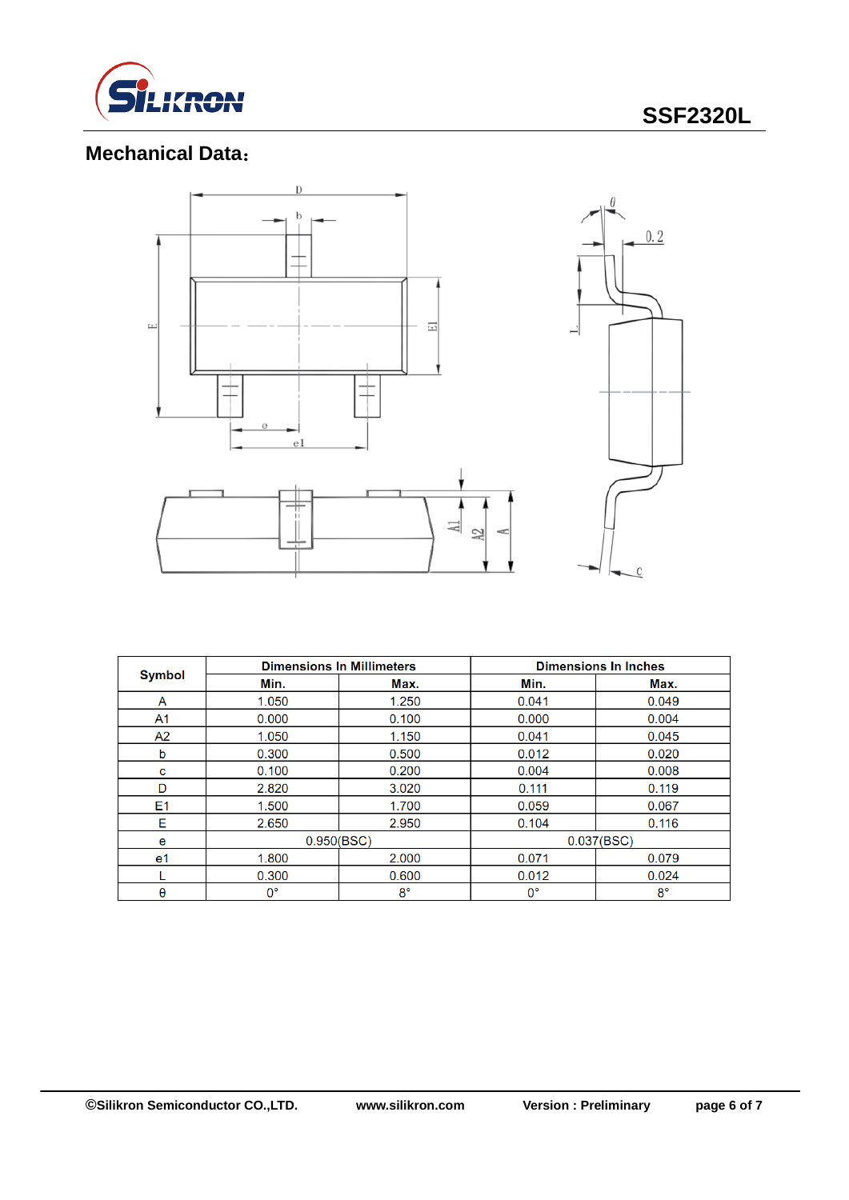## Mechanical Data:

| Symbol | Dimensions In Millimeters | | Dimensions In Inches | |
|---|---|---|---|---|
| | Min. | Max. | Min. | Max. |
| A | 1.050 | 1.250 | 0.041 | 0.049 |
| A1 | 0.000 | 0.100 | 0.000 | 0.004 |
| A2 | 1.050 | 1.150 | 0.041 | 0.045 |
| b | 0.300 | 0.500 | 0.012 | 0.020 |
| c | 0.100 | 0.200 | 0.004 | 0.008 |
| D | 2.820 | 3.020 | 0.111 | 0.119 |
| E1 | 1.500 | 1.700 | 0.059 | 0.067 |
| E | 2.650 | 2.950 | 0.104 | 0.116 |
| e | 0.950(BSC) | | 0.037(BSC) | |
| e1 | 1.800 | 2.000 | 0.071 | 0.079 |
| L | 0.300 | 0.600 | 0.012 | 0.024 |
| θ | 0° | 8° | 0° | 8° |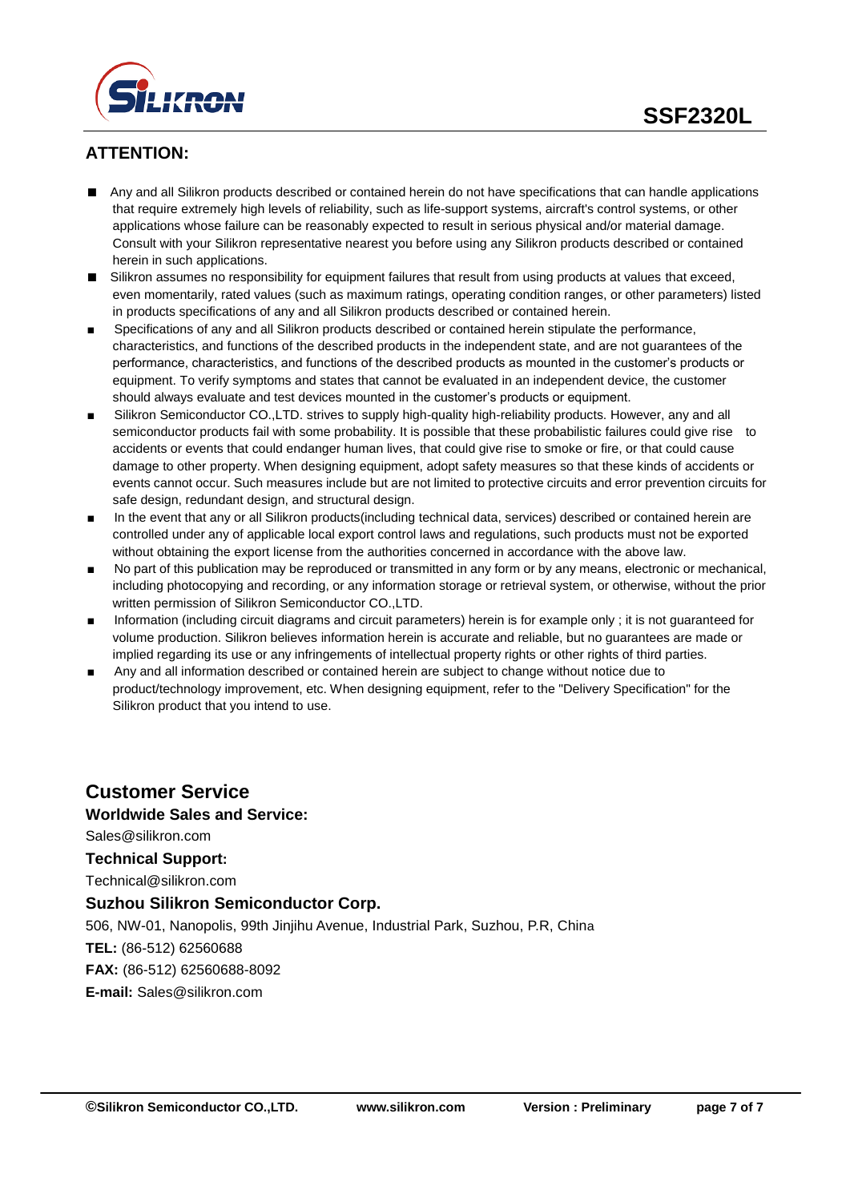## ATTENTION:

- Any and all Silikron products described or contained herein do not have specifications that can handle applications that require extremely high levels of reliability, such as life-support systems, aircraft's control systems, or other applications whose failure can be reasonably expected to result in serious physical and/or material damage. Consult with your Silikron representative nearest you before using any Silikron products described or contained herein in such applications.
- Silikron assumes no responsibility for equipment failures that result from using products at values that exceed, even momentarily, rated values (such as maximum ratings, operating condition ranges, or other parameters) listed in products specifications of any and all Silikron products described or contained herein.
- Specifications of any and all Silikron products described or contained herein stipulate the performance, characteristics, and functions of the described products in the independent state, and are not guarantees of the performance, characteristics, and functions of the described products as mounted in the customer's products or equipment. To verify symptoms and states that cannot be evaluated in an independent device, the customer should always evaluate and test devices mounted in the customer's products or equipment.
- Silikron Semiconductor CO.,LTD. strives to supply high-quality high-reliability products. However, any and all semiconductor products fail with some probability. It is possible that these probabilistic failures could give rise to accidents or events that could endanger human lives, that could give rise to smoke or fire, or that could cause damage to other property. When designing equipment, adopt safety measures so that these kinds of accidents or events cannot occur. Such measures include but are not limited to protective circuits and error prevention circuits for safe design, redundant design, and structural design.
- In the event that any or all Silikron products(including technical data, services) described or contained herein are controlled under any of applicable local export control laws and regulations, such products must not be exported without obtaining the export license from the authorities concerned in accordance with the above law.
- No part of this publication may be reproduced or transmitted in any form or by any means, electronic or mechanical, including photocopying and recording, or any information storage or retrieval system, or otherwise, without the prior written permission of Silikron Semiconductor CO.,LTD.
- Information (including circuit diagrams and circuit parameters) herein is for example only ; it is not guaranteed for volume production. Silikron believes information herein is accurate and reliable, but no guarantees are made or implied regarding its use or any infringements of intellectual property rights or other rights of third parties.
- Any and all information described or contained herein are subject to change without notice due to product/technology improvement, etc. When designing equipment, refer to the "Delivery Specification" for the Silikron product that you intend to use.

## Customer Service

### Worldwide Sales and Service:

Sales@silikron.com

### Technical Support:

Technical@silikron.com

### Suzhou Silikron Semiconductor Corp.

506, NW-01, Nanopolis, 99th Jinjihu Avenue, Industrial Park, Suzhou, P.R, China

**TEL:** (86-512) 62560688

**FAX:** (86-512) 62560688-8092

**E-mail:** Sales@silikron.com